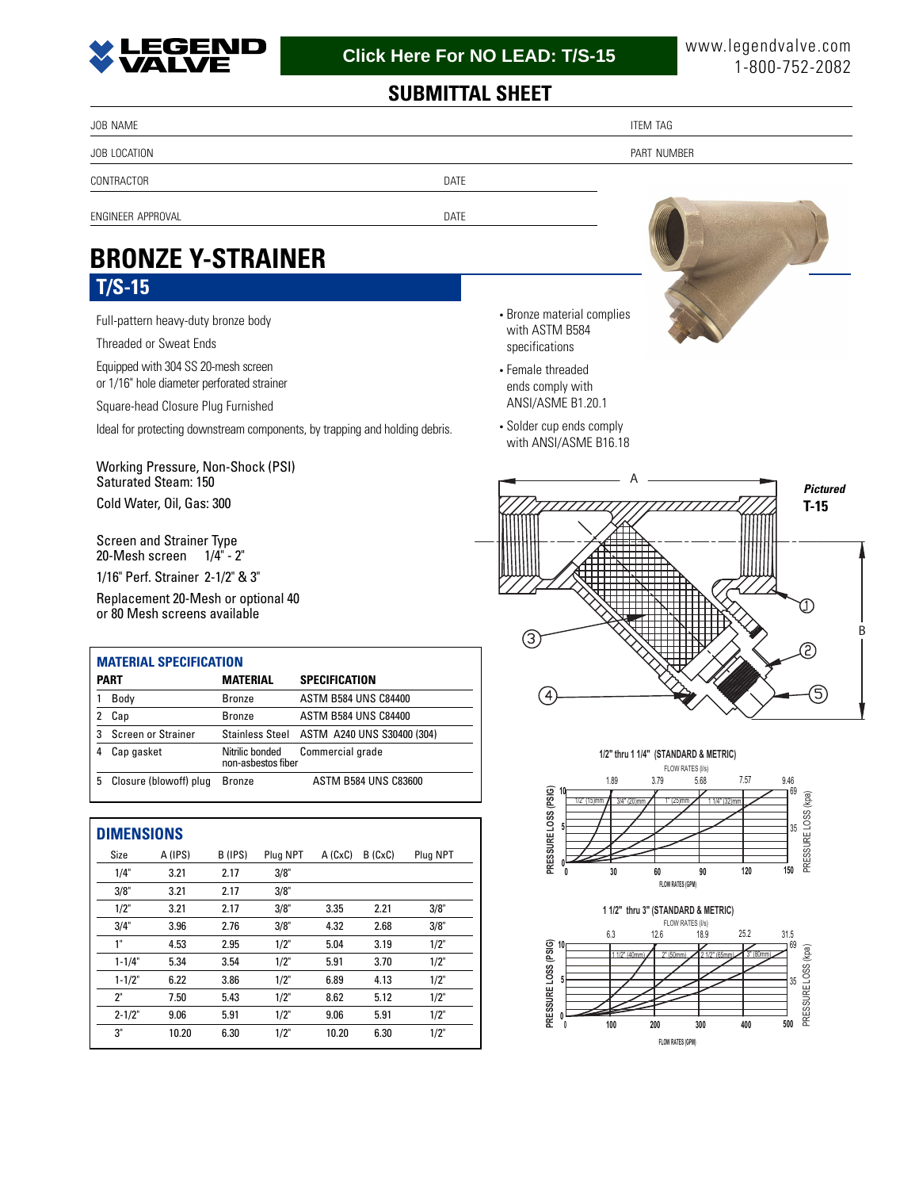LEGEND VALVE

Click Here For NO LEAD: T/S-15

www.legendvalve.com
1-800-752-2082

## SUBMITTAL SHEET

| | |
|---|---|
| JOB NAME | ITEM TAG |
| JOB LOCATION | PART NUMBER |
| CONTRACTOR | DATE |
| ENGINEER APPROVAL | DATE |

# BRONZE Y-STRAINER

## T/S-15

Full-pattern heavy-duty bronze body

Threaded or Sweat Ends

Equipped with 304 SS 20-mesh screen or 1/16" hole diameter perforated strainer

Square-head Closure Plug Furnished

Ideal for protecting downstream components, by trapping and holding debris.

- Bronze material complies with ASTM B584 specifications
- Female threaded ends comply with ANSI/ASME B1.20.1
- Solder cup ends comply with ANSI/ASME B16.18

Working Pressure, Non-Shock (PSI)
Saturated Steam: 150

Cold Water, Oil, Gas: 300

Screen and Strainer Type
20-Mesh screen 1/4" - 2"

1/16" Perf. Strainer 2-1/2" & 3"

Replacement 20-Mesh or optional 40 or 80 Mesh screens available

***Pictured* T-15**

### MATERIAL SPECIFICATION

| PART | | MATERIAL | SPECIFICATION |
|---|---|---|---|
| 1 | Body | Bronze | ASTM B584 UNS C84400 |
| 2 | Cap | Bronze | ASTM B584 UNS C84400 |
| 3 | Screen or Strainer | Stainless Steel | ASTM A240 UNS S30400 (304) |
| 4 | Cap gasket | Nitrilic bonded non-asbestos fiber | Commercial grade |
| 5 | Closure (blowoff) plug | Bronze | ASTM B584 UNS C83600 |

### DIMENSIONS

| Size | A (IPS) | B (IPS) | Plug NPT | A (CxC) | B (CxC) | Plug NPT |
|---|---|---|---|---|---|---|
| 1/4" | 3.21 | 2.17 | 3/8" | | | |
| 3/8" | 3.21 | 2.17 | 3/8" | | | |
| 1/2" | 3.21 | 2.17 | 3/8" | 3.35 | 2.21 | 3/8" |
| 3/4" | 3.96 | 2.76 | 3/8" | 4.32 | 2.68 | 3/8" |
| 1" | 4.53 | 2.95 | 1/2" | 5.04 | 3.19 | 1/2" |
| 1-1/4" | 5.34 | 3.54 | 1/2" | 5.91 | 3.70 | 1/2" |
| 1-1/2" | 6.22 | 3.86 | 1/2" | 6.89 | 4.13 | 1/2" |
| 2" | 7.50 | 5.43 | 1/2" | 8.62 | 5.12 | 1/2" |
| 2-1/2" | 9.06 | 5.91 | 1/2" | 9.06 | 5.91 | 1/2" |
| 3" | 10.20 | 6.30 | 1/2" | 10.20 | 6.30 | 1/2" |

**1/2" thru 1 1/4" (STANDARD & METRIC)**

FLOW RATES (l/s): 1.89, 3.79, 5.68, 7.57, 9.46
PRESSURE LOSS (PSIG): 0, 5, 10 — PRESSURE LOSS (kpa): 35, 69
FLOW RATES (GPM): 0, 30, 60, 90, 120, 150
Curves: 1/2" (15)mm, 3/4" (20)mm, 1" (25)mm, 1 1/4" (32)mm

**1 1/2" thru 3" (STANDARD & METRIC)**

FLOW RATES (l/s): 6.3, 12.6, 18.9, 25.2, 31.5
PRESSURE LOSS (PSIG): 0, 5, 10 — PRESSURE LOSS (kpa): 35, 69
FLOW RATES (GPM): 0, 100, 200, 300, 400, 500
Curves: 1 1/2" (40mm), 2" (50mm), 2 1/2" (65mm), 3" (80mm)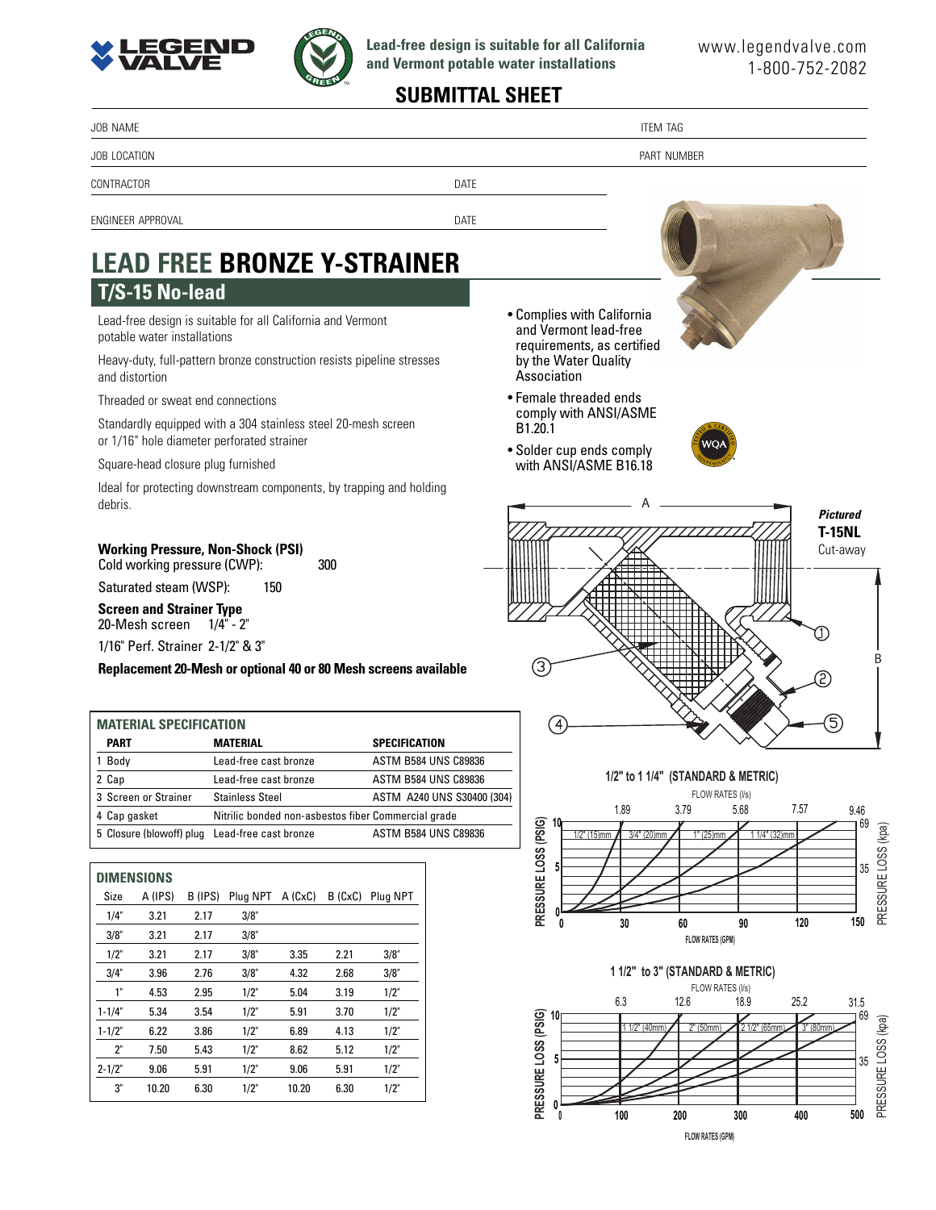LEGEND VALVE

Lead-free design is suitable for all California and Vermont potable water installations

www.legendvalve.com
1-800-752-2082

## SUBMITTAL SHEET

JOB NAME
ITEM TAG
JOB LOCATION
PART NUMBER
CONTRACTOR
DATE
ENGINEER APPROVAL
DATE

# LEAD FREE BRONZE Y-STRAINER

## T/S-15 No-lead

Lead-free design is suitable for all California and Vermont potable water installations

Heavy-duty, full-pattern bronze construction resists pipeline stresses and distortion

Threaded or sweat end connections

Standardly equipped with a 304 stainless steel 20-mesh screen or 1/16" hole diameter perforated strainer

Square-head closure plug furnished

Ideal for protecting downstream components, by trapping and holding debris.

- Complies with California and Vermont lead-free requirements, as certified by the Water Quality Association
- Female threaded ends comply with ANSI/ASME B1.20.1
- Solder cup ends comply with ANSI/ASME B16.18

**Working Pressure, Non-Shock (PSI)**
Cold working pressure (CWP): 300

Saturated steam (WSP): 150

**Screen and Strainer Type**
20-Mesh screen 1/4" - 2"

1/16" Perf. Strainer 2-1/2" & 3"

**Replacement 20-Mesh or optional 40 or 80 Mesh screens available**

A
B
***Pictured* T-15NL** Cut-away
1 2 3 4 5

### MATERIAL SPECIFICATION

| PART | MATERIAL | SPECIFICATION |
|---|---|---|
| 1 Body | Lead-free cast bronze | ASTM B584 UNS C89836 |
| 2 Cap | Lead-free cast bronze | ASTM B584 UNS C89836 |
| 3 Screen or Strainer | Stainless Steel | ASTM A240 UNS S30400 (304) |
| 4 Cap gasket | Nitrilic bonded non-asbestos fiber Commercial grade | |
| 5 Closure (blowoff) plug | Lead-free cast bronze | ASTM B584 UNS C89836 |

### DIMENSIONS

| Size | A (IPS) | B (IPS) | Plug NPT | A (CxC) | B (CxC) | Plug NPT |
|---|---|---|---|---|---|---|
| 1/4" | 3.21 | 2.17 | 3/8" | | | |
| 3/8" | 3.21 | 2.17 | 3/8" | | | |
| 1/2" | 3.21 | 2.17 | 3/8" | 3.35 | 2.21 | 3/8" |
| 3/4" | 3.96 | 2.76 | 3/8" | 4.32 | 2.68 | 3/8" |
| 1" | 4.53 | 2.95 | 1/2" | 5.04 | 3.19 | 1/2" |
| 1-1/4" | 5.34 | 3.54 | 1/2" | 5.91 | 3.70 | 1/2" |
| 1-1/2" | 6.22 | 3.86 | 1/2" | 6.89 | 4.13 | 1/2" |
| 2" | 7.50 | 5.43 | 1/2" | 8.62 | 5.12 | 1/2" |
| 2-1/2" | 9.06 | 5.91 | 1/2" | 9.06 | 5.91 | 1/2" |
| 3" | 10.20 | 6.30 | 1/2" | 10.20 | 6.30 | 1/2" |

**1/2" to 1 1/4" (STANDARD & METRIC)**

FLOW RATES (l/s)
1.89 3.79 5.68 7.57 9.46
1/2" (15)mm 3/4" (20)mm 1" (25)mm 1 1/4" (32)mm
PRESSURE LOSS (PSIG) 0 5 10
PRESSURE LOSS (kpa) 35 69
0 30 60 90 120 150
FLOW RATES (GPM)

**1 1/2" to 3" (STANDARD & METRIC)**

FLOW RATES (l/s)
6.3 12.6 18.9 25.2 31.5
1 1/2" (40mm) 2" (50mm) 2 1/2" (65mm) 3" (80mm)
PRESSURE LOSS (PSIG) 0 5 10
PRESSURE LOSS (kpa) 35 69
0 100 200 300 400 500
FLOW RATES (GPM)